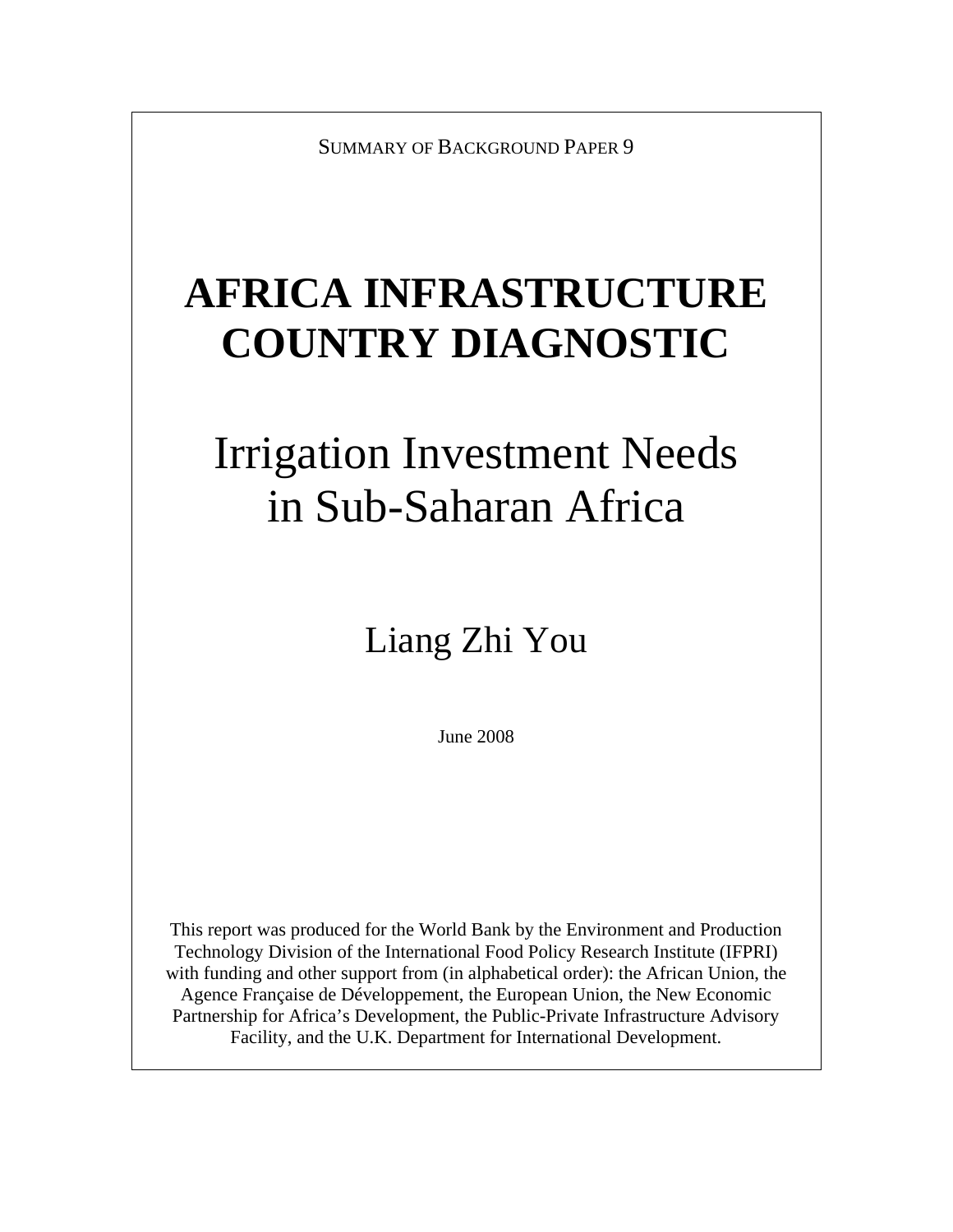SUMMARY OF BACKGROUND PAPER 9

# AFRICA INFRASTRUCTURE COUNTRY DIAGNOSTIC

## Irrigation Investment Needs in Sub-Saharan Africa

Liang Zhi You

June 2008

This report was produced for the World Bank by the Environment and Production Technology Division of the International Food Policy Research Institute (IFPRI) with funding and other support from (in alphabetical order): the African Union, the Agence Française de Développement, the European Union, the New Economic Partnership for Africa's Development, the Public-Private Infrastructure Advisory Facility, and the U.K. Department for International Development.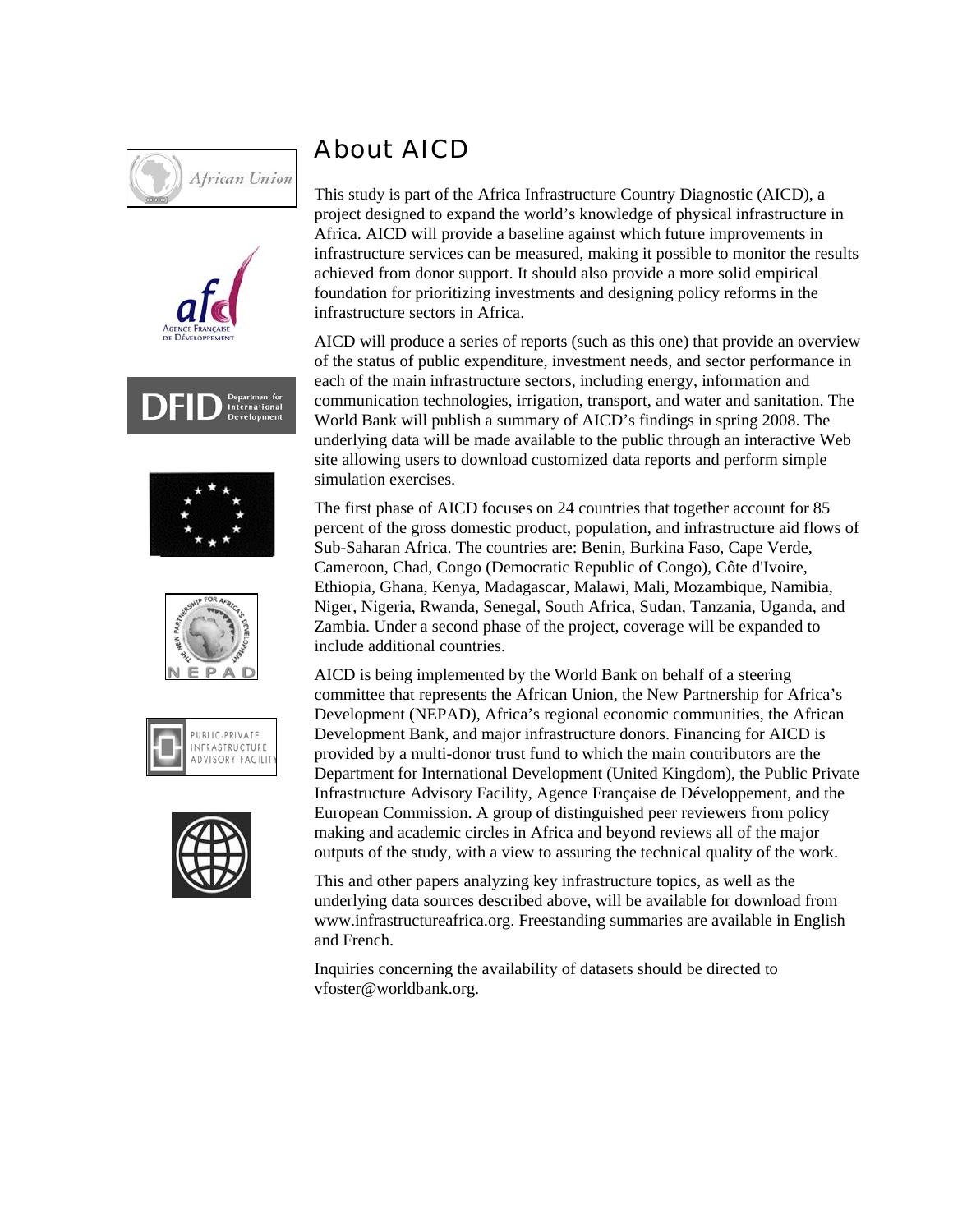# About AICD

This study is part of the Africa Infrastructure Country Diagnostic (AICD), a project designed to expand the world's knowledge of physical infrastructure in Africa. AICD will provide a baseline against which future improvements in infrastructure services can be measured, making it possible to monitor the results achieved from donor support. It should also provide a more solid empirical foundation for prioritizing investments and designing policy reforms in the infrastructure sectors in Africa.

AICD will produce a series of reports (such as this one) that provide an overview of the status of public expenditure, investment needs, and sector performance in each of the main infrastructure sectors, including energy, information and communication technologies, irrigation, transport, and water and sanitation. The World Bank will publish a summary of AICD's findings in spring 2008. The underlying data will be made available to the public through an interactive Web site allowing users to download customized data reports and perform simple simulation exercises.

The first phase of AICD focuses on 24 countries that together account for 85 percent of the gross domestic product, population, and infrastructure aid flows of Sub-Saharan Africa. The countries are: Benin, Burkina Faso, Cape Verde, Cameroon, Chad, Congo (Democratic Republic of Congo), Côte d'Ivoire, Ethiopia, Ghana, Kenya, Madagascar, Malawi, Mali, Mozambique, Namibia, Niger, Nigeria, Rwanda, Senegal, South Africa, Sudan, Tanzania, Uganda, and Zambia. Under a second phase of the project, coverage will be expanded to include additional countries.

AICD is being implemented by the World Bank on behalf of a steering committee that represents the African Union, the New Partnership for Africa's Development (NEPAD), Africa's regional economic communities, the African Development Bank, and major infrastructure donors. Financing for AICD is provided by a multi-donor trust fund to which the main contributors are the Department for International Development (United Kingdom), the Public Private Infrastructure Advisory Facility, Agence Française de Développement, and the European Commission. A group of distinguished peer reviewers from policy making and academic circles in Africa and beyond reviews all of the major outputs of the study, with a view to assuring the technical quality of the work.

This and other papers analyzing key infrastructure topics, as well as the underlying data sources described above, will be available for download from www.infrastructureafrica.org. Freestanding summaries are available in English and French.

Inquiries concerning the availability of datasets should be directed to vfoster@worldbank.org.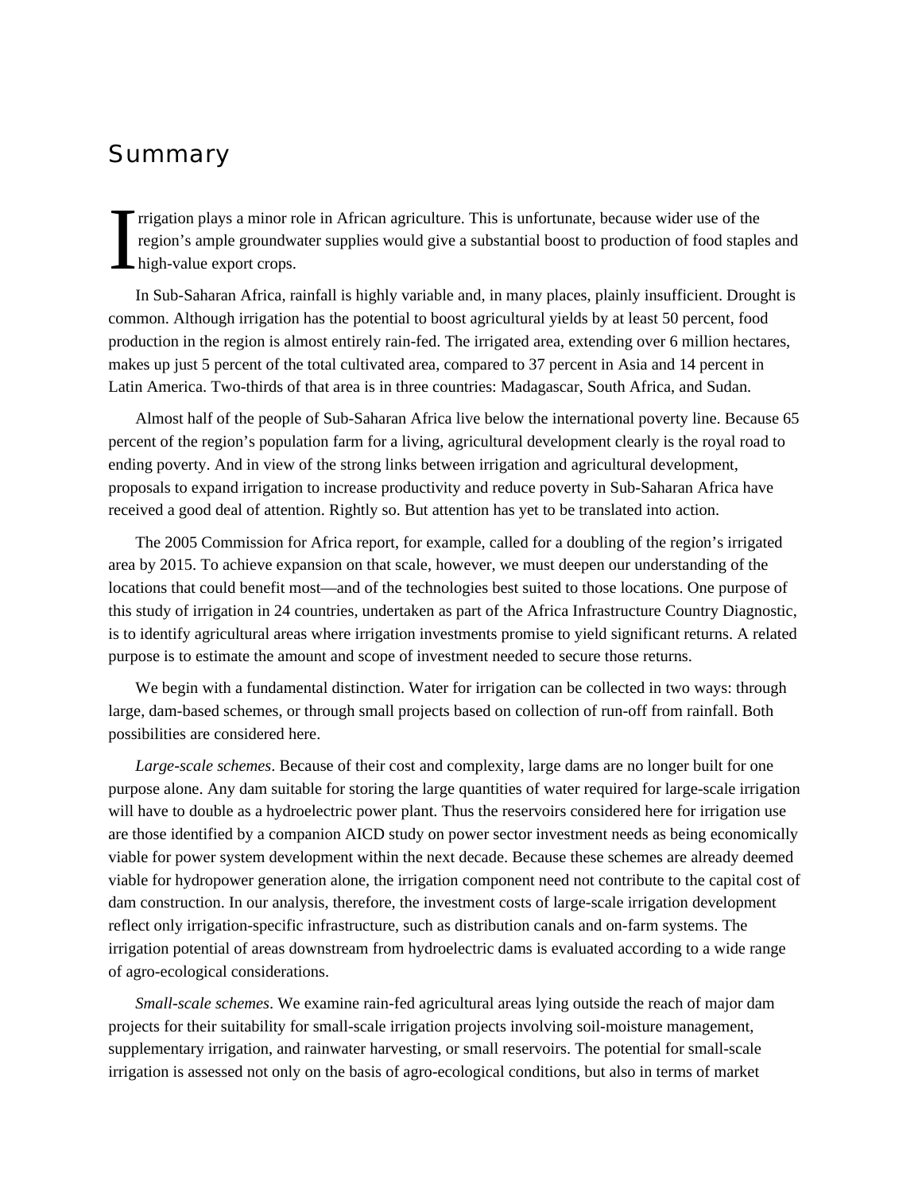# Summary

Irrigation plays a minor role in African agriculture. This is unfortunate, because wider use of the region's ample groundwater supplies would give a substantial boost to production of food staples and high-value export crops.

In Sub-Saharan Africa, rainfall is highly variable and, in many places, plainly insufficient. Drought is common. Although irrigation has the potential to boost agricultural yields by at least 50 percent, food production in the region is almost entirely rain-fed. The irrigated area, extending over 6 million hectares, makes up just 5 percent of the total cultivated area, compared to 37 percent in Asia and 14 percent in Latin America. Two-thirds of that area is in three countries: Madagascar, South Africa, and Sudan.

Almost half of the people of Sub-Saharan Africa live below the international poverty line. Because 65 percent of the region's population farm for a living, agricultural development clearly is the royal road to ending poverty. And in view of the strong links between irrigation and agricultural development, proposals to expand irrigation to increase productivity and reduce poverty in Sub-Saharan Africa have received a good deal of attention. Rightly so. But attention has yet to be translated into action.

The 2005 Commission for Africa report, for example, called for a doubling of the region's irrigated area by 2015. To achieve expansion on that scale, however, we must deepen our understanding of the locations that could benefit most—and of the technologies best suited to those locations. One purpose of this study of irrigation in 24 countries, undertaken as part of the Africa Infrastructure Country Diagnostic, is to identify agricultural areas where irrigation investments promise to yield significant returns. A related purpose is to estimate the amount and scope of investment needed to secure those returns.

We begin with a fundamental distinction. Water for irrigation can be collected in two ways: through large, dam-based schemes, or through small projects based on collection of run-off from rainfall. Both possibilities are considered here.

*Large-scale schemes*. Because of their cost and complexity, large dams are no longer built for one purpose alone. Any dam suitable for storing the large quantities of water required for large-scale irrigation will have to double as a hydroelectric power plant. Thus the reservoirs considered here for irrigation use are those identified by a companion AICD study on power sector investment needs as being economically viable for power system development within the next decade. Because these schemes are already deemed viable for hydropower generation alone, the irrigation component need not contribute to the capital cost of dam construction. In our analysis, therefore, the investment costs of large-scale irrigation development reflect only irrigation-specific infrastructure, such as distribution canals and on-farm systems. The irrigation potential of areas downstream from hydroelectric dams is evaluated according to a wide range of agro-ecological considerations.

*Small-scale schemes*. We examine rain-fed agricultural areas lying outside the reach of major dam projects for their suitability for small-scale irrigation projects involving soil-moisture management, supplementary irrigation, and rainwater harvesting, or small reservoirs. The potential for small-scale irrigation is assessed not only on the basis of agro-ecological conditions, but also in terms of market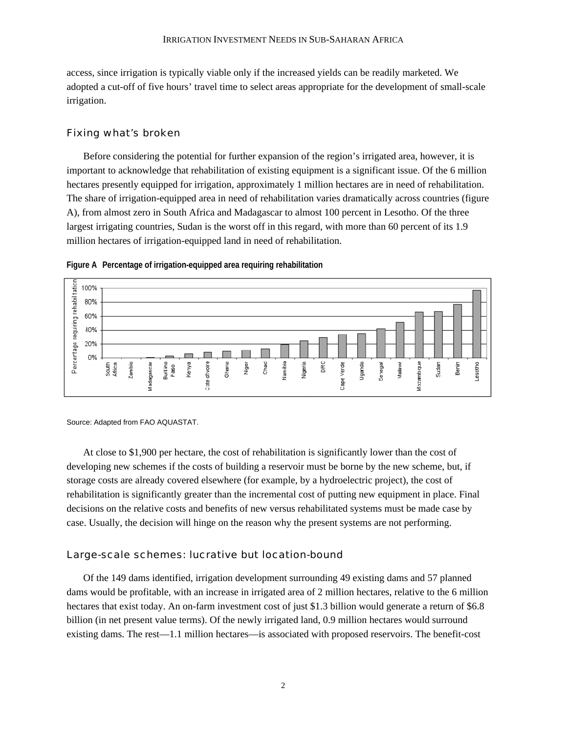access, since irrigation is typically viable only if the increased yields can be readily marketed. We adopted a cut-off of five hours' travel time to select areas appropriate for the development of small-scale irrigation.

## Fixing what's broken

Before considering the potential for further expansion of the region's irrigated area, however, it is important to acknowledge that rehabilitation of existing equipment is a significant issue. Of the 6 million hectares presently equipped for irrigation, approximately 1 million hectares are in need of rehabilitation. The share of irrigation-equipped area in need of rehabilitation varies dramatically across countries (figure A), from almost zero in South Africa and Madagascar to almost 100 percent in Lesotho. Of the three largest irrigating countries, Sudan is the worst off in this regard, with more than 60 percent of its 1.9 million hectares of irrigation-equipped land in need of rehabilitation.

**Figure A Percentage of irrigation-equipped area requiring rehabilitation**

Source: Adapted from FAO AQUASTAT.

At close to $1,900 per hectare, the cost of rehabilitation is significantly lower than the cost of developing new schemes if the costs of building a reservoir must be borne by the new scheme, but, if storage costs are already covered elsewhere (for example, by a hydroelectric project), the cost of rehabilitation is significantly greater than the incremental cost of putting new equipment in place. Final decisions on the relative costs and benefits of new versus rehabilitated systems must be made case by case. Usually, the decision will hinge on the reason why the present systems are not performing.

## Large-scale schemes: lucrative but location-bound

Of the 149 dams identified, irrigation development surrounding 49 existing dams and 57 planned dams would be profitable, with an increase in irrigated area of 2 million hectares, relative to the 6 million hectares that exist today. An on-farm investment cost of just $1.3 billion would generate a return of $6.8 billion (in net present value terms). Of the newly irrigated land, 0.9 million hectares would surround existing dams. The rest—1.1 million hectares—is associated with proposed reservoirs. The benefit-cost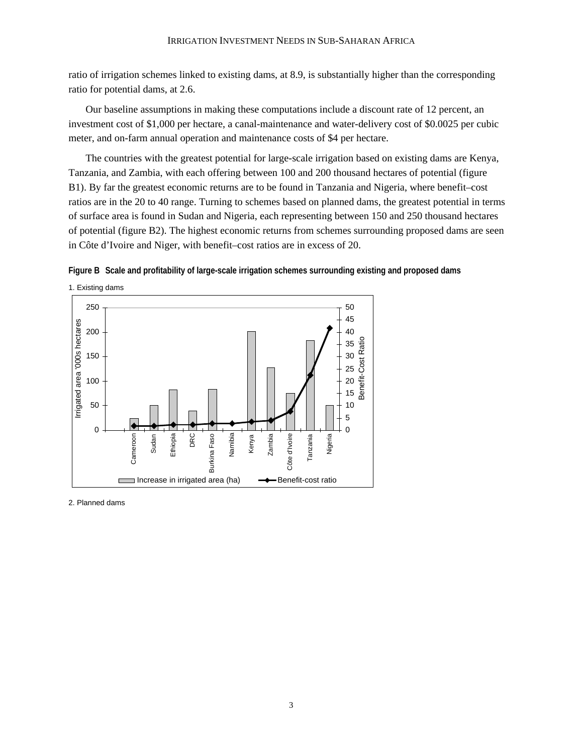ratio of irrigation schemes linked to existing dams, at 8.9, is substantially higher than the corresponding ratio for potential dams, at 2.6.

Our baseline assumptions in making these computations include a discount rate of 12 percent, an investment cost of \$1,000 per hectare, a canal-maintenance and water-delivery cost of \$0.0025 per cubic meter, and on-farm annual operation and maintenance costs of \$4 per hectare.

The countries with the greatest potential for large-scale irrigation based on existing dams are Kenya, Tanzania, and Zambia, with each offering between 100 and 200 thousand hectares of potential (figure B1). By far the greatest economic returns are to be found in Tanzania and Nigeria, where benefit–cost ratios are in the 20 to 40 range. Turning to schemes based on planned dams, the greatest potential in terms of surface area is found in Sudan and Nigeria, each representing between 150 and 250 thousand hectares of potential (figure B2). The highest economic returns from schemes surrounding proposed dams are seen in Côte d'Ivoire and Niger, with benefit–cost ratios are in excess of 20.

**Figure B Scale and profitability of large-scale irrigation schemes surrounding existing and proposed dams**

1. Existing dams

2. Planned dams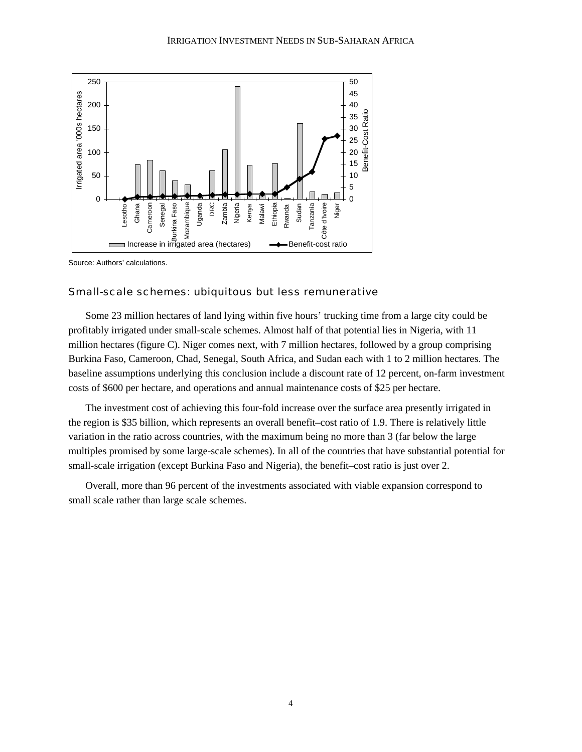Source: Authors' calculations.

## Small-scale schemes: ubiquitous but less remunerative

Some 23 million hectares of land lying within five hours' trucking time from a large city could be profitably irrigated under small-scale schemes. Almost half of that potential lies in Nigeria, with 11 million hectares (figure C). Niger comes next, with 7 million hectares, followed by a group comprising Burkina Faso, Cameroon, Chad, Senegal, South Africa, and Sudan each with 1 to 2 million hectares. The baseline assumptions underlying this conclusion include a discount rate of 12 percent, on-farm investment costs of $600 per hectare, and operations and annual maintenance costs of $25 per hectare.

The investment cost of achieving this four-fold increase over the surface area presently irrigated in the region is $35 billion, which represents an overall benefit–cost ratio of 1.9. There is relatively little variation in the ratio across countries, with the maximum being no more than 3 (far below the large multiples promised by some large-scale schemes). In all of the countries that have substantial potential for small-scale irrigation (except Burkina Faso and Nigeria), the benefit–cost ratio is just over 2.

Overall, more than 96 percent of the investments associated with viable expansion correspond to small scale rather than large scale schemes.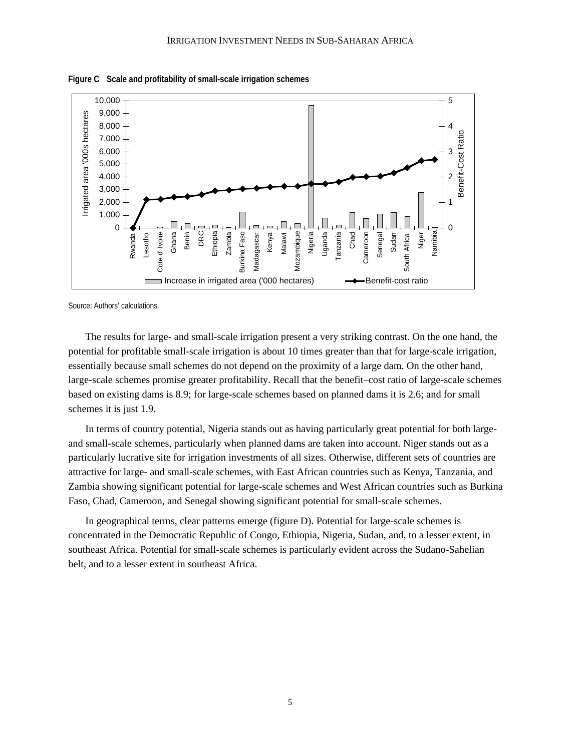**Figure C Scale and profitability of small-scale irrigation schemes**

Source: Authors' calculations.

The results for large- and small-scale irrigation present a very striking contrast. On the one hand, the potential for profitable small-scale irrigation is about 10 times greater than that for large-scale irrigation, essentially because small schemes do not depend on the proximity of a large dam. On the other hand, large-scale schemes promise greater profitability. Recall that the benefit–cost ratio of large-scale schemes based on existing dams is 8.9; for large-scale schemes based on planned dams it is 2.6; and for small schemes it is just 1.9.

In terms of country potential, Nigeria stands out as having particularly great potential for both large- and small-scale schemes, particularly when planned dams are taken into account. Niger stands out as a particularly lucrative site for irrigation investments of all sizes. Otherwise, different sets of countries are attractive for large- and small-scale schemes, with East African countries such as Kenya, Tanzania, and Zambia showing significant potential for large-scale schemes and West African countries such as Burkina Faso, Chad, Cameroon, and Senegal showing significant potential for small-scale schemes.

In geographical terms, clear patterns emerge (figure D). Potential for large-scale schemes is concentrated in the Democratic Republic of Congo, Ethiopia, Nigeria, Sudan, and, to a lesser extent, in southeast Africa. Potential for small-scale schemes is particularly evident across the Sudano-Sahelian belt, and to a lesser extent in southeast Africa.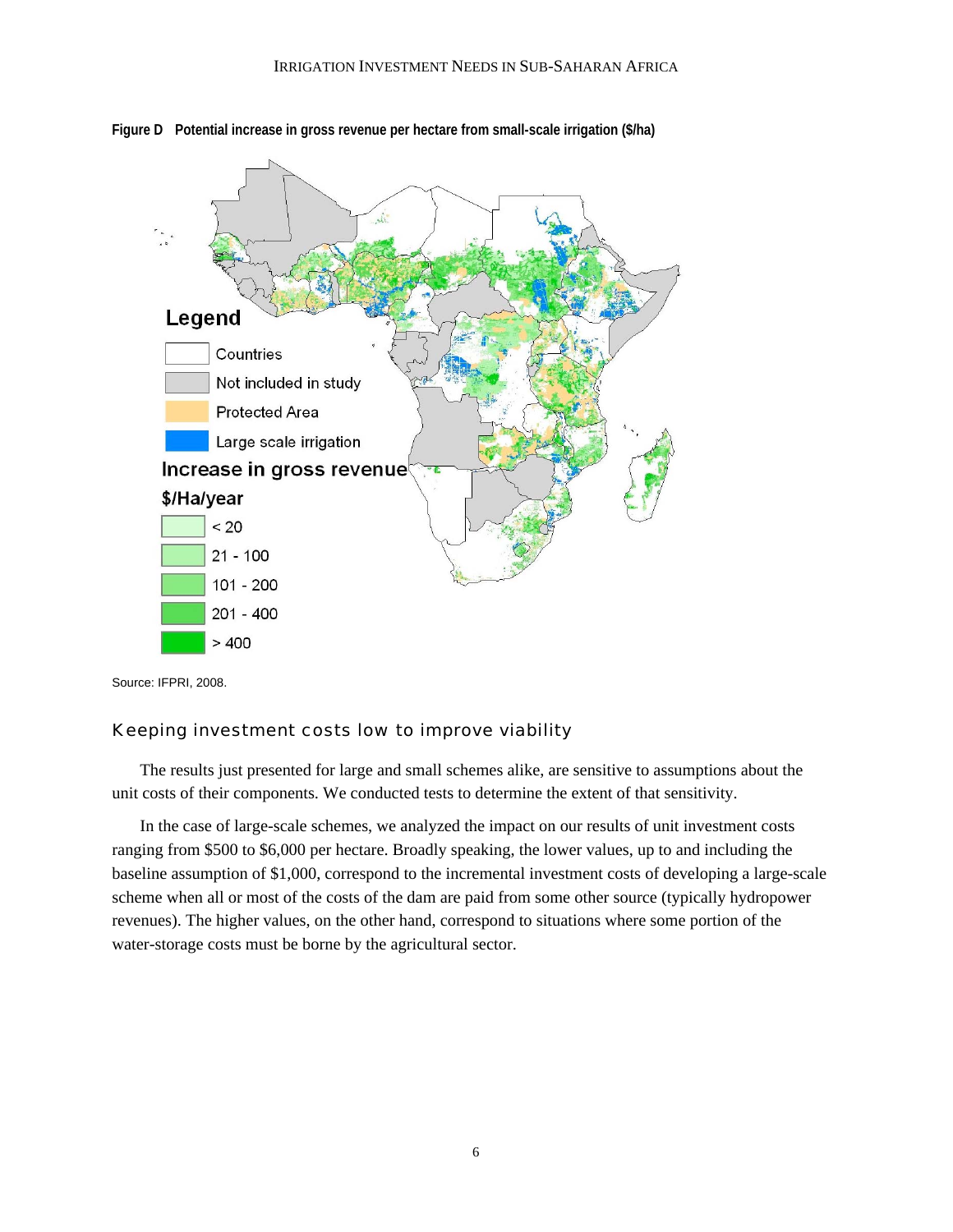**Figure D Potential increase in gross revenue per hectare from small-scale irrigation ($/ha)**

Legend

- Countries
- Not included in study
- Protected Area
- Large scale irrigation

Increase in gross revenue $/Ha/year

- < 20
- 21 - 100
- 101 - 200
- 201 - 400
- > 400

Source: IFPRI, 2008.

## Keeping investment costs low to improve viability

The results just presented for large and small schemes alike, are sensitive to assumptions about the unit costs of their components. We conducted tests to determine the extent of that sensitivity.

In the case of large-scale schemes, we analyzed the impact on our results of unit investment costs ranging from $500 to $6,000 per hectare. Broadly speaking, the lower values, up to and including the baseline assumption of $1,000, correspond to the incremental investment costs of developing a large-scale scheme when all or most of the costs of the dam are paid from some other source (typically hydropower revenues). The higher values, on the other hand, correspond to situations where some portion of the water-storage costs must be borne by the agricultural sector.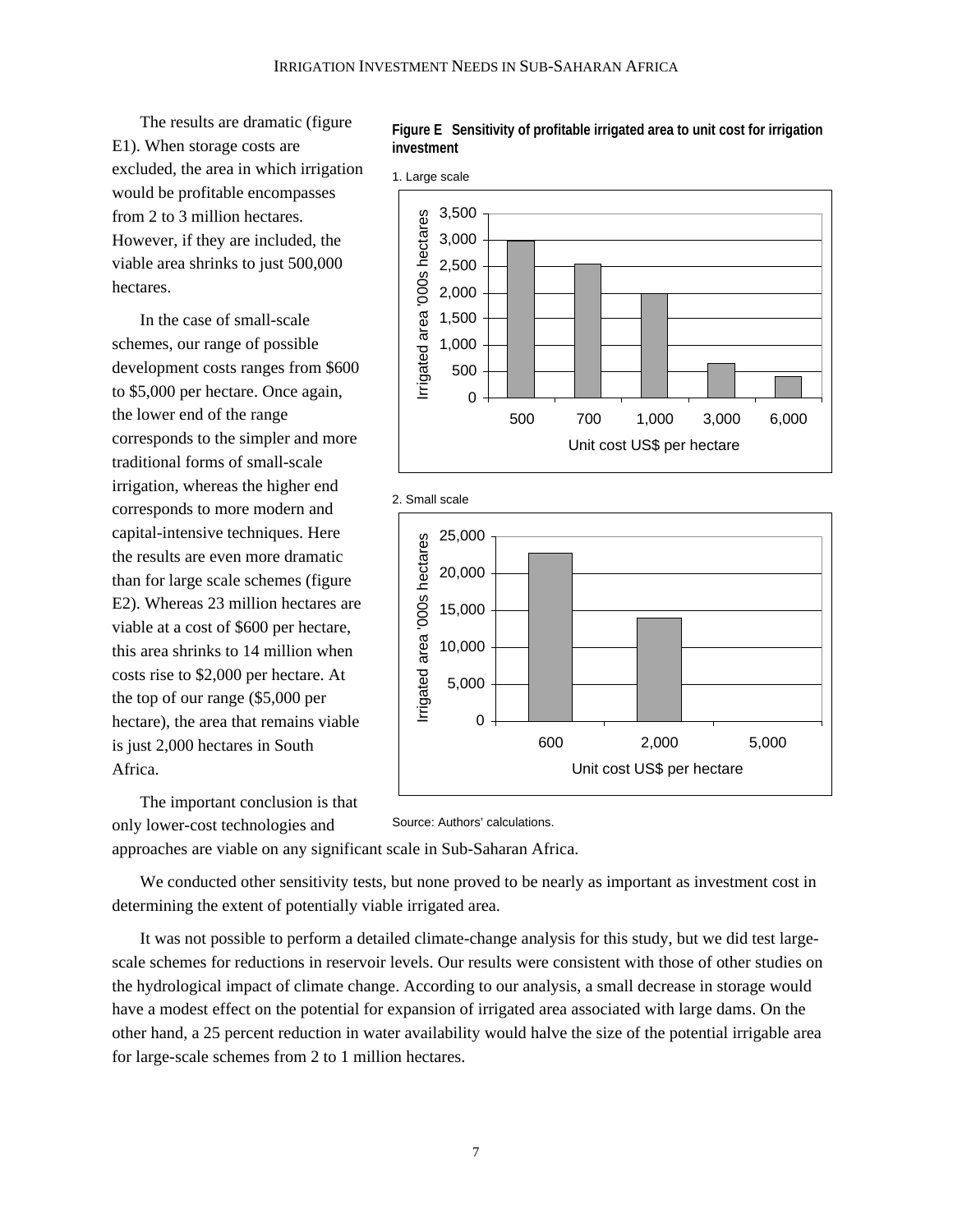The results are dramatic (figure E1). When storage costs are excluded, the area in which irrigation would be profitable encompasses from 2 to 3 million hectares. However, if they are included, the viable area shrinks to just 500,000 hectares.

In the case of small-scale schemes, our range of possible development costs ranges from $600 to $5,000 per hectare. Once again, the lower end of the range corresponds to the simpler and more traditional forms of small-scale irrigation, whereas the higher end corresponds to more modern and capital-intensive techniques. Here the results are even more dramatic than for large scale schemes (figure E2). Whereas 23 million hectares are viable at a cost of $600 per hectare, this area shrinks to 14 million when costs rise to $2,000 per hectare. At the top of our range ($5,000 per hectare), the area that remains viable is just 2,000 hectares in South Africa.

**Figure E Sensitivity of profitable irrigated area to unit cost for irrigation investment**

1. Large scale

| Unit cost US$ per hectare | 500 | 700 | 1,000 | 3,000 | 6,000 |
|---|---|---|---|---|---|
| Irrigated area '000s hectares | ~3,000 | ~2,550 | ~2,000 | ~650 | ~400 |

2. Small scale

| Unit cost US$ per hectare | 600 | 2,000 | 5,000 |
|---|---|---|---|
| Irrigated area '000s hectares | ~22,800 | ~14,000 | ~0 |

Source: Authors' calculations.

The important conclusion is that only lower-cost technologies and approaches are viable on any significant scale in Sub-Saharan Africa.

We conducted other sensitivity tests, but none proved to be nearly as important as investment cost in determining the extent of potentially viable irrigated area.

It was not possible to perform a detailed climate-change analysis for this study, but we did test large-scale schemes for reductions in reservoir levels. Our results were consistent with those of other studies on the hydrological impact of climate change. According to our analysis, a small decrease in storage would have a modest effect on the potential for expansion of irrigated area associated with large dams. On the other hand, a 25 percent reduction in water availability would halve the size of the potential irrigable area for large-scale schemes from 2 to 1 million hectares.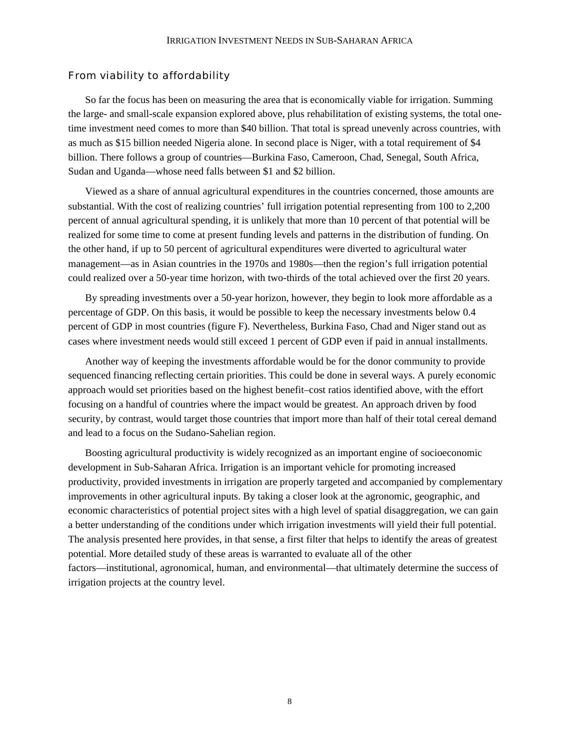## From viability to affordability

So far the focus has been on measuring the area that is economically viable for irrigation. Summing the large- and small-scale expansion explored above, plus rehabilitation of existing systems, the total one-time investment need comes to more than $40 billion. That total is spread unevenly across countries, with as much as $15 billion needed Nigeria alone. In second place is Niger, with a total requirement of $4 billion. There follows a group of countries—Burkina Faso, Cameroon, Chad, Senegal, South Africa, Sudan and Uganda—whose need falls between $1 and $2 billion.

Viewed as a share of annual agricultural expenditures in the countries concerned, those amounts are substantial. With the cost of realizing countries' full irrigation potential representing from 100 to 2,200 percent of annual agricultural spending, it is unlikely that more than 10 percent of that potential will be realized for some time to come at present funding levels and patterns in the distribution of funding. On the other hand, if up to 50 percent of agricultural expenditures were diverted to agricultural water management—as in Asian countries in the 1970s and 1980s—then the region's full irrigation potential could realized over a 50-year time horizon, with two-thirds of the total achieved over the first 20 years.

By spreading investments over a 50-year horizon, however, they begin to look more affordable as a percentage of GDP. On this basis, it would be possible to keep the necessary investments below 0.4 percent of GDP in most countries (figure F). Nevertheless, Burkina Faso, Chad and Niger stand out as cases where investment needs would still exceed 1 percent of GDP even if paid in annual installments.

Another way of keeping the investments affordable would be for the donor community to provide sequenced financing reflecting certain priorities. This could be done in several ways. A purely economic approach would set priorities based on the highest benefit–cost ratios identified above, with the effort focusing on a handful of countries where the impact would be greatest. An approach driven by food security, by contrast, would target those countries that import more than half of their total cereal demand and lead to a focus on the Sudano-Sahelian region.

Boosting agricultural productivity is widely recognized as an important engine of socioeconomic development in Sub-Saharan Africa. Irrigation is an important vehicle for promoting increased productivity, provided investments in irrigation are properly targeted and accompanied by complementary improvements in other agricultural inputs. By taking a closer look at the agronomic, geographic, and economic characteristics of potential project sites with a high level of spatial disaggregation, we can gain a better understanding of the conditions under which irrigation investments will yield their full potential. The analysis presented here provides, in that sense, a first filter that helps to identify the areas of greatest potential. More detailed study of these areas is warranted to evaluate all of the other factors—institutional, agronomical, human, and environmental—that ultimately determine the success of irrigation projects at the country level.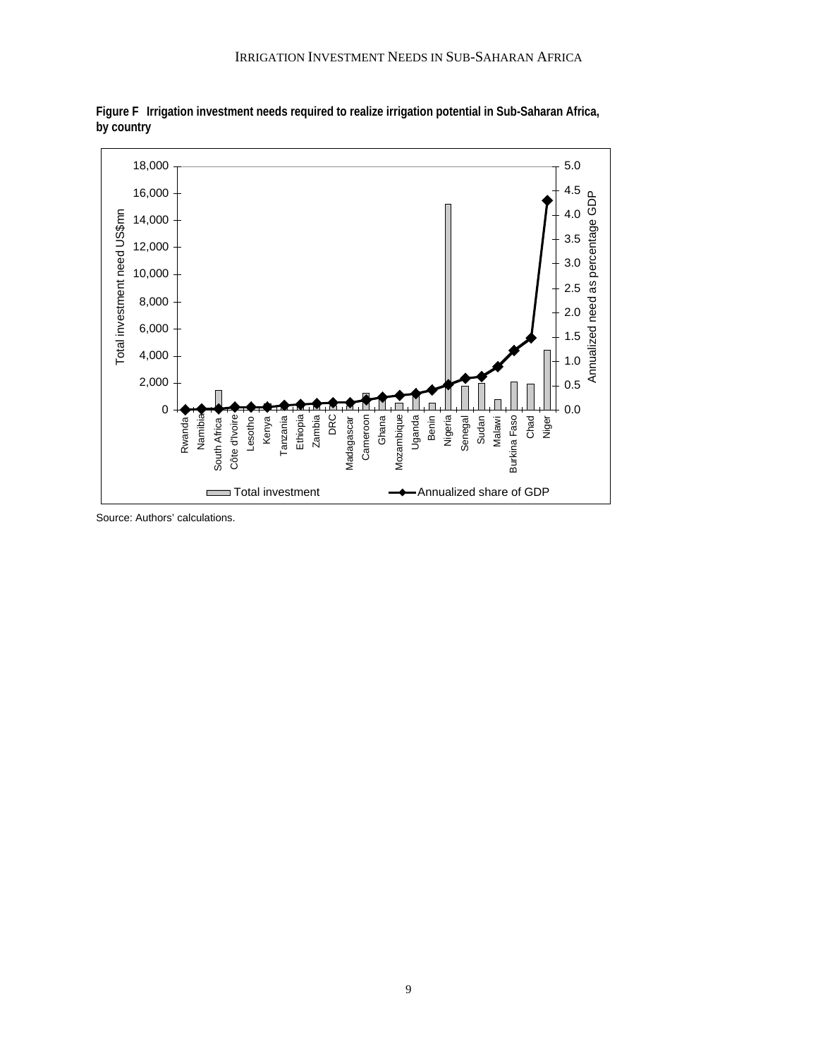**Figure F Irrigation investment needs required to realize irrigation potential in Sub-Saharan Africa, by country**

Total investment need US$mn

18,000
16,000
14,000
12,000
10,000
8,000
6,000
4,000
2,000
0

Annualized need as percentage GDP

5.0
4.5
4.0
3.5
3.0
2.5
2.0
1.5
1.0
0.5
0.0

Rwanda
Namibia
South Africa
Côte d'Ivoire
Lesotho
Kenya
Tanzania
Ethiopia
Zambia
DRC
Madagascar
Cameroon
Ghana
Mozambique
Uganda
Benin
Nigeria
Senegal
Sudan
Malawi
Burkina Faso
Chad
Niger

Total investment
Annualized share of GDP

Source: Authors' calculations.